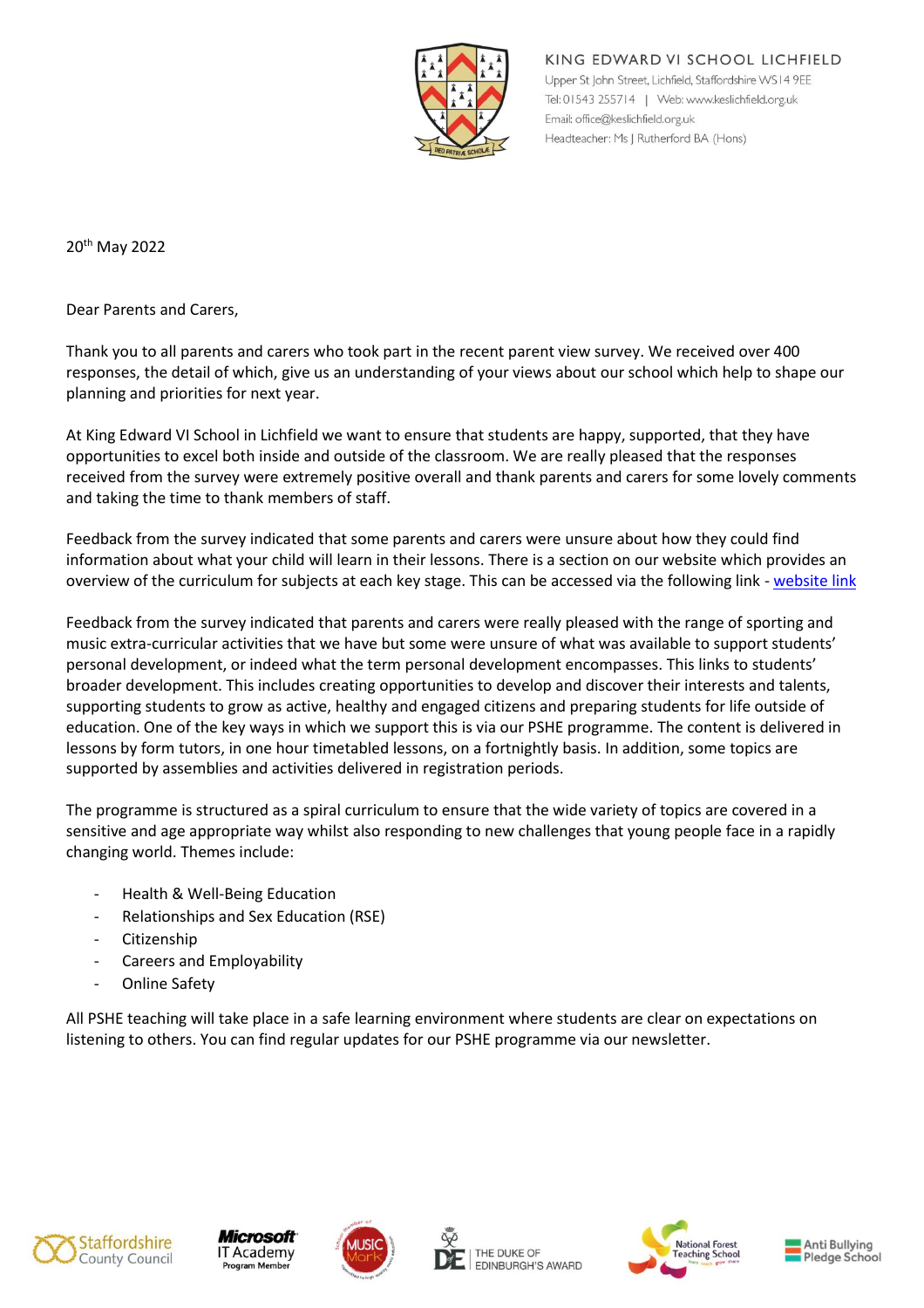KING EDWARD VI SCHOOL LICHFIELD
Upper St John Street, Lichfield, Staffordshire WS14 9EE
Tel: 01543 255714 | Web: www.keslichfield.org.uk
Email: office@keslichfield.org.uk
Headteacher: Ms J Rutherford BA (Hons)

20th May 2022

Dear Parents and Carers,

Thank you to all parents and carers who took part in the recent parent view survey. We received over 400 responses, the detail of which, give us an understanding of your views about our school which help to shape our planning and priorities for next year.

At King Edward VI School in Lichfield we want to ensure that students are happy, supported, that they have opportunities to excel both inside and outside of the classroom. We are really pleased that the responses received from the survey were extremely positive overall and thank parents and carers for some lovely comments and taking the time to thank members of staff.

Feedback from the survey indicated that some parents and carers were unsure about how they could find information about what your child will learn in their lessons. There is a section on our website which provides an overview of the curriculum for subjects at each key stage. This can be accessed via the following link - website link

Feedback from the survey indicated that parents and carers were really pleased with the range of sporting and music extra-curricular activities that we have but some were unsure of what was available to support students' personal development, or indeed what the term personal development encompasses. This links to students' broader development. This includes creating opportunities to develop and discover their interests and talents, supporting students to grow as active, healthy and engaged citizens and preparing students for life outside of education. One of the key ways in which we support this is via our PSHE programme. The content is delivered in lessons by form tutors, in one hour timetabled lessons, on a fortnightly basis. In addition, some topics are supported by assemblies and activities delivered in registration periods.

The programme is structured as a spiral curriculum to ensure that the wide variety of topics are covered in a sensitive and age appropriate way whilst also responding to new challenges that young people face in a rapidly changing world. Themes include:

- Health & Well-Being Education
- Relationships and Sex Education (RSE)
- Citizenship
- Careers and Employability
- Online Safety

All PSHE teaching will take place in a safe learning environment where students are clear on expectations on listening to others. You can find regular updates for our PSHE programme via our newsletter.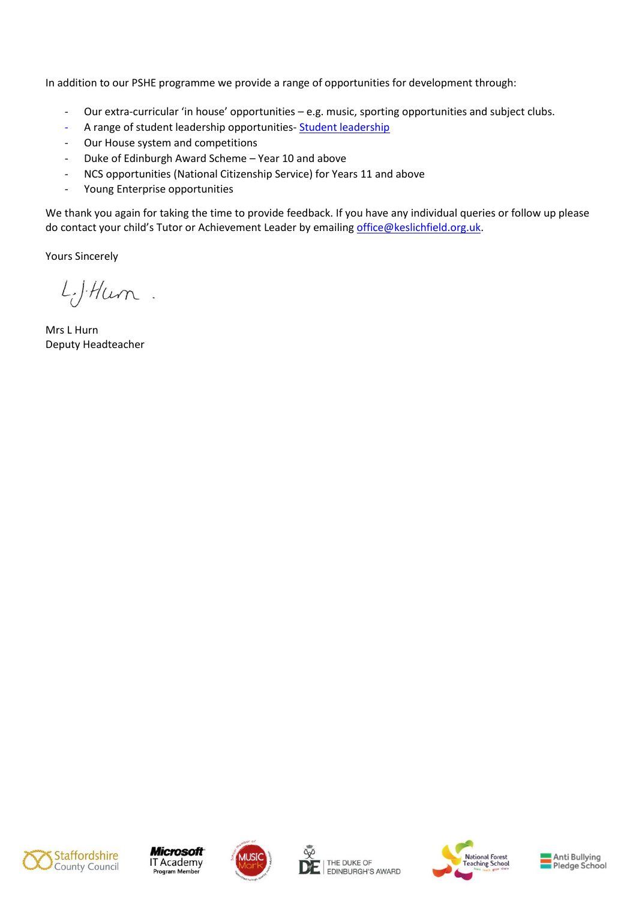In addition to our PSHE programme we provide a range of opportunities for development through:

- Our extra-curricular 'in house' opportunities – e.g. music, sporting opportunities and subject clubs.
- A range of student leadership opportunities- Student leadership
- Our House system and competitions
- Duke of Edinburgh Award Scheme – Year 10 and above
- NCS opportunities (National Citizenship Service) for Years 11 and above
- Young Enterprise opportunities

We thank you again for taking the time to provide feedback. If you have any individual queries or follow up please do contact your child's Tutor or Achievement Leader by emailing office@keslichfield.org.uk.

Yours Sincerely

L.J.Hurn.

Mrs L Hurn
Deputy Headteacher